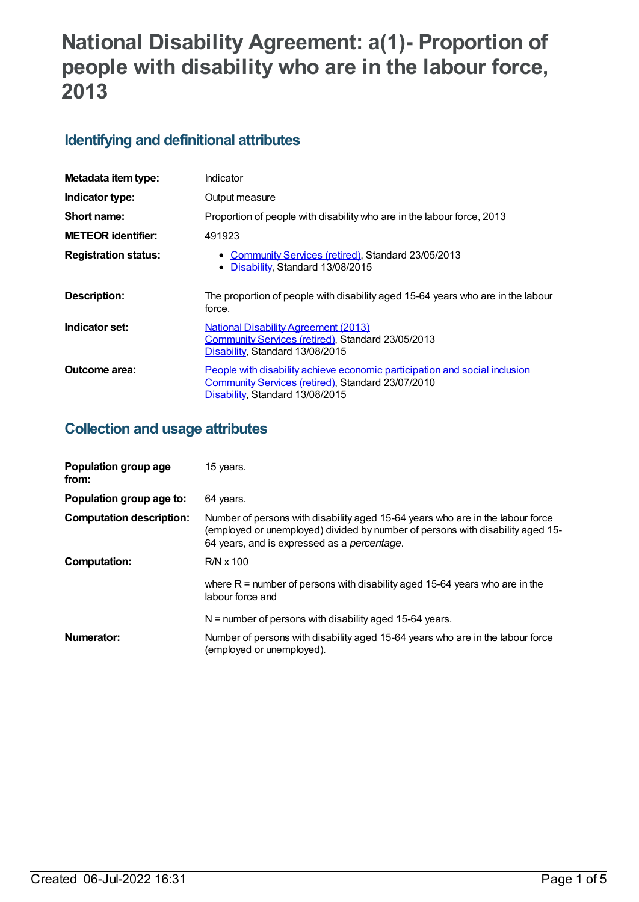# National Disability Agreement: a(1)- Proportion of people with disability who are in the labour force, 2013

## Identifying and definitional attributes

| | |
|---|---|
| **Metadata item type:** | Indicator |
| **Indicator type:** | Output measure |
| **Short name:** | Proportion of people with disability who are in the labour force, 2013 |
| **METEOR identifier:** | 491923 |
| **Registration status:** | • Community Services (retired), Standard 23/05/2013<br>• Disability, Standard 13/08/2015 |
| **Description:** | The proportion of people with disability aged 15-64 years who are in the labour force. |
| **Indicator set:** | National Disability Agreement (2013)<br>Community Services (retired), Standard 23/05/2013<br>Disability, Standard 13/08/2015 |
| **Outcome area:** | People with disability achieve economic participation and social inclusion<br>Community Services (retired), Standard 23/07/2010<br>Disability, Standard 13/08/2015 |

## Collection and usage attributes

| | |
|---|---|
| **Population group age from:** | 15 years. |
| **Population group age to:** | 64 years. |
| **Computation description:** | Number of persons with disability aged 15-64 years who are in the labour force (employed or unemployed) divided by number of persons with disability aged 15-64 years, and is expressed as a *percentage*. |
| **Computation:** | R/N x 100<br><br>where R = number of persons with disability aged 15-64 years who are in the labour force and<br><br>N = number of persons with disability aged 15-64 years. |
| **Numerator:** | Number of persons with disability aged 15-64 years who are in the labour force (employed or unemployed). |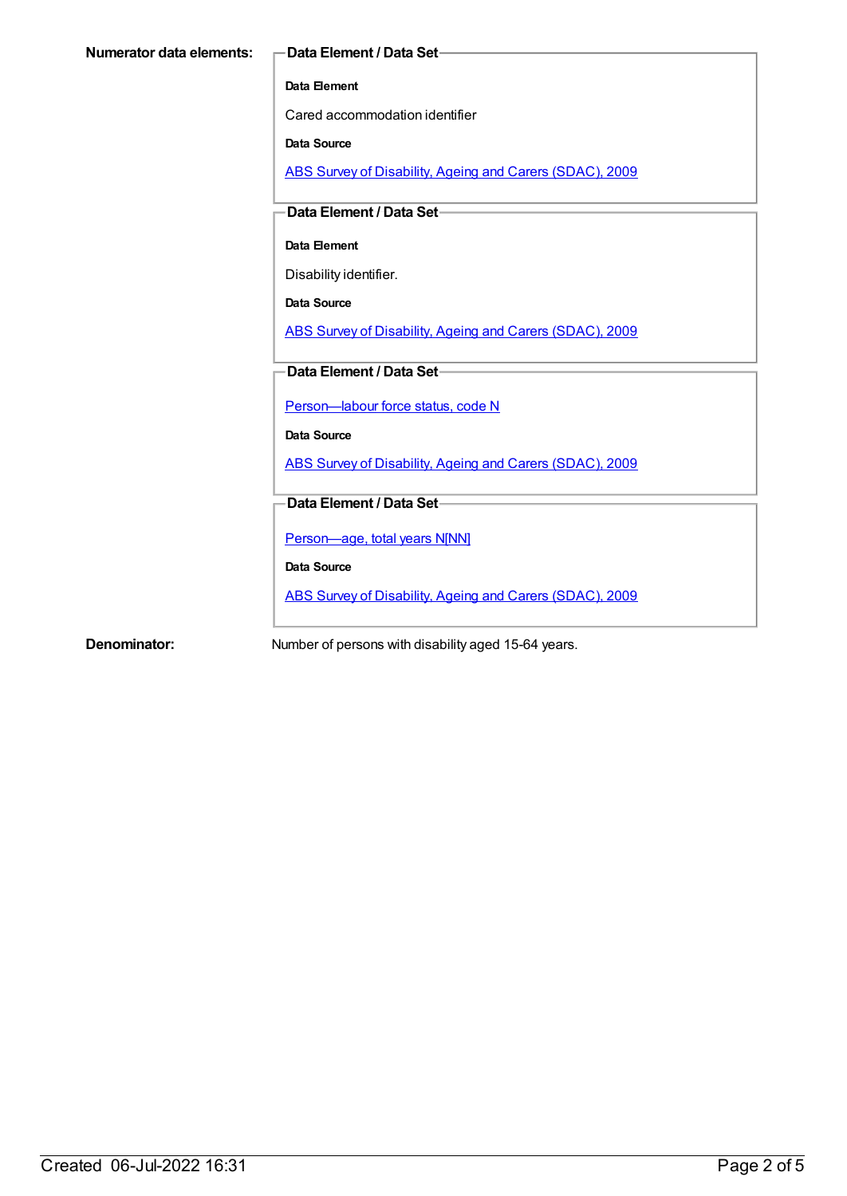**Numerator data elements:**

**Data Element / Data Set**

**Data Element**

Cared accommodation identifier

**Data Source**

ABS Survey of Disability, Ageing and Carers (SDAC), 2009

**Data Element / Data Set**

**Data Element**

Disability identifier.

**Data Source**

ABS Survey of Disability, Ageing and Carers (SDAC), 2009

**Data Element / Data Set**

Person—labour force status, code N

**Data Source**

ABS Survey of Disability, Ageing and Carers (SDAC), 2009

**Data Element / Data Set**

Person—age, total years N[NN]

**Data Source**

ABS Survey of Disability, Ageing and Carers (SDAC), 2009

**Denominator:**

Number of persons with disability aged 15-64 years.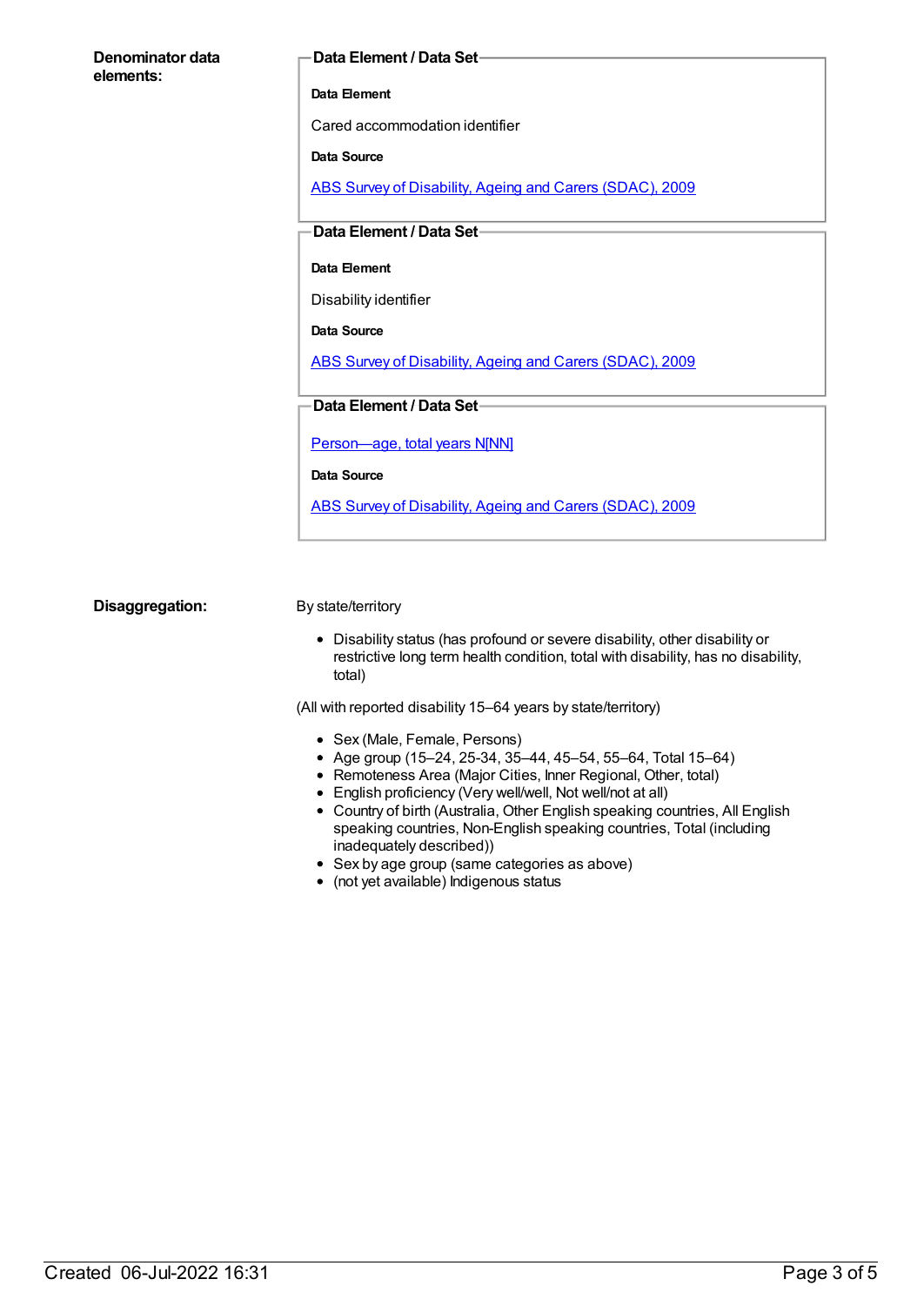**Denominator data elements:**

**Data Element / Data Set**

**Data Element**

Cared accommodation identifier

**Data Source**

ABS Survey of Disability, Ageing and Carers (SDAC), 2009

**Data Element / Data Set**

**Data Element**

Disability identifier

**Data Source**

ABS Survey of Disability, Ageing and Carers (SDAC), 2009

**Data Element / Data Set**

Person—age, total years N[NN]

**Data Source**

ABS Survey of Disability, Ageing and Carers (SDAC), 2009

**Disaggregation:**

By state/territory

- Disability status (has profound or severe disability, other disability or restrictive long term health condition, total with disability, has no disability, total)

(All with reported disability 15–64 years by state/territory)

- Sex (Male, Female, Persons)
- Age group (15–24, 25-34, 35–44, 45–54, 55–64, Total 15–64)
- Remoteness Area (Major Cities, Inner Regional, Other, total)
- English proficiency (Very well/well, Not well/not at all)
- Country of birth (Australia, Other English speaking countries, All English speaking countries, Non-English speaking countries, Total (including inadequately described))
- Sex by age group (same categories as above)
- (not yet available) Indigenous status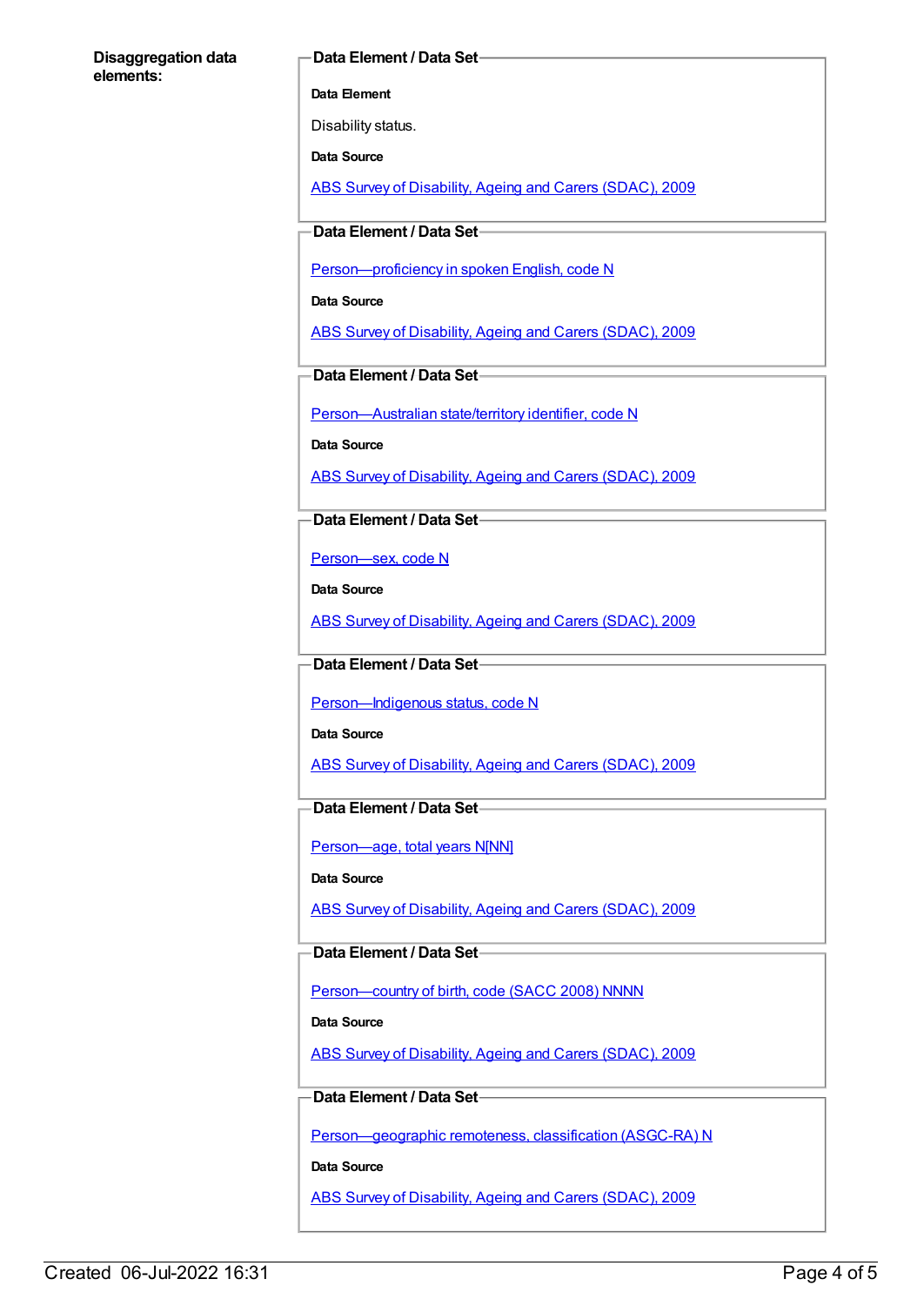**Disaggregation data elements:**

**Data Element / Data Set**

**Data Element**

Disability status.

**Data Source**

ABS Survey of Disability, Ageing and Carers (SDAC), 2009

**Data Element / Data Set**

Person—proficiency in spoken English, code N

**Data Source**

ABS Survey of Disability, Ageing and Carers (SDAC), 2009

**Data Element / Data Set**

Person—Australian state/territory identifier, code N

**Data Source**

ABS Survey of Disability, Ageing and Carers (SDAC), 2009

**Data Element / Data Set**

Person—sex, code N

**Data Source**

ABS Survey of Disability, Ageing and Carers (SDAC), 2009

**Data Element / Data Set**

Person—Indigenous status, code N

**Data Source**

ABS Survey of Disability, Ageing and Carers (SDAC), 2009

**Data Element / Data Set**

Person—age, total years N[NN]

**Data Source**

ABS Survey of Disability, Ageing and Carers (SDAC), 2009

**Data Element / Data Set**

Person—country of birth, code (SACC 2008) NNNN

**Data Source**

ABS Survey of Disability, Ageing and Carers (SDAC), 2009

**Data Element / Data Set**

Person—geographic remoteness, classification (ASGC-RA) N

**Data Source**

ABS Survey of Disability, Ageing and Carers (SDAC), 2009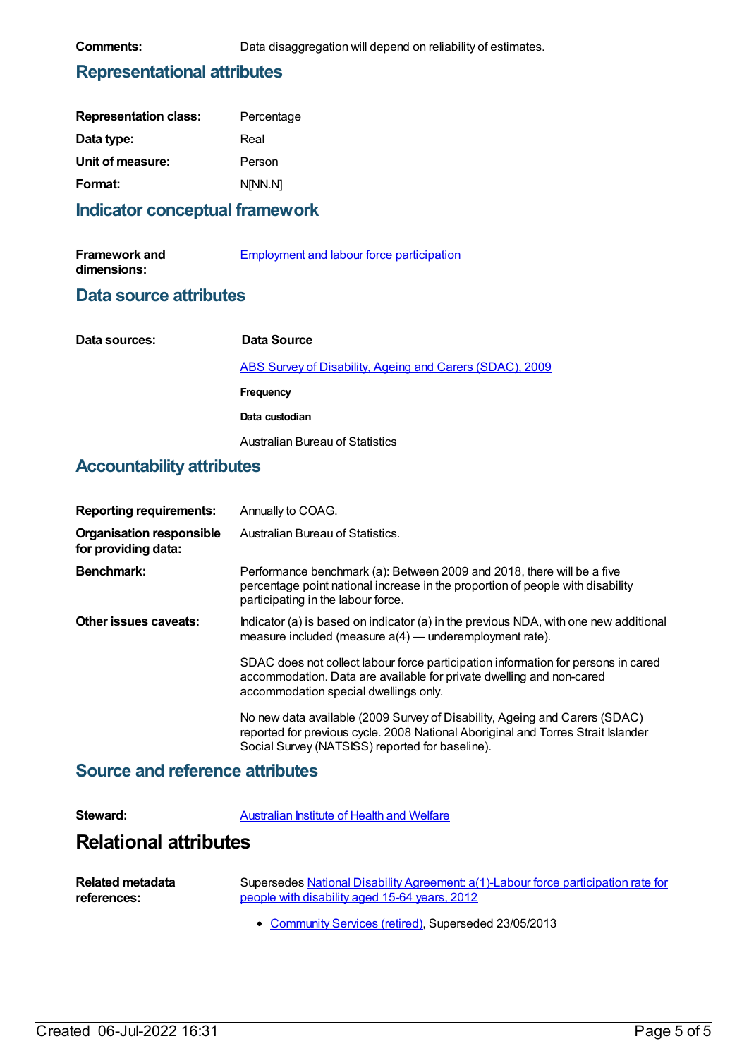**Comments:** Data disaggregation will depend on reliability of estimates.

## Representational attributes

| | |
|---|---|
| **Representation class:** | Percentage |
| **Data type:** | Real |
| **Unit of measure:** | Person |
| **Format:** | N[NN.N] |

## Indicator conceptual framework

**Framework and dimensions:** Employment and labour force participation

## Data source attributes

**Data sources:**

**Data Source**

ABS Survey of Disability, Ageing and Carers (SDAC), 2009

**Frequency**

**Data custodian**

Australian Bureau of Statistics

## Accountability attributes

**Reporting requirements:** Annually to COAG.

**Organisation responsible for providing data:** Australian Bureau of Statistics.

**Benchmark:** Performance benchmark (a): Between 2009 and 2018, there will be a five percentage point national increase in the proportion of people with disability participating in the labour force.

**Other issues caveats:** Indicator (a) is based on indicator (a) in the previous NDA, with one new additional measure included (measure a(4) — underemployment rate).

SDAC does not collect labour force participation information for persons in cared accommodation. Data are available for private dwelling and non-cared accommodation special dwellings only.

No new data available (2009 Survey of Disability, Ageing and Carers (SDAC) reported for previous cycle. 2008 National Aboriginal and Torres Strait Islander Social Survey (NATSISS) reported for baseline).

## Source and reference attributes

**Steward:** Australian Institute of Health and Welfare

# Relational attributes

**Related metadata references:**

Supersedes National Disability Agreement: a(1)-Labour force participation rate for people with disability aged 15-64 years, 2012

- Community Services (retired), Superseded 23/05/2013